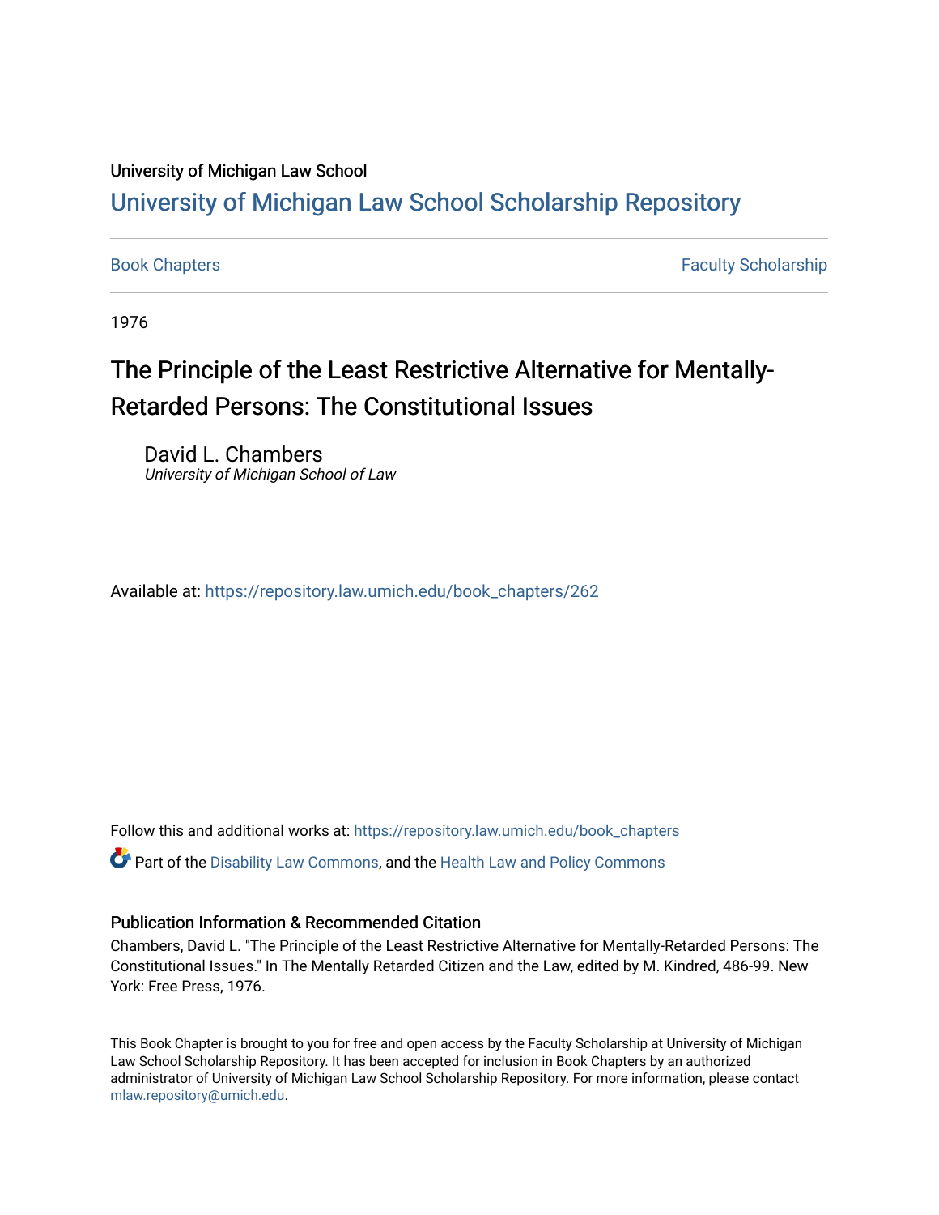University of Michigan Law School

## University of Michigan Law School Scholarship Repository

Book Chapters | Faculty Scholarship

1976

# The Principle of the Least Restrictive Alternative for Mentally-Retarded Persons: The Constitutional Issues

David L. Chambers
*University of Michigan School of Law*

Available at: https://repository.law.umich.edu/book_chapters/262

Follow this and additional works at: https://repository.law.umich.edu/book_chapters

Part of the Disability Law Commons, and the Health Law and Policy Commons

### Publication Information & Recommended Citation

Chambers, David L. "The Principle of the Least Restrictive Alternative for Mentally-Retarded Persons: The Constitutional Issues." In The Mentally Retarded Citizen and the Law, edited by M. Kindred, 486-99. New York: Free Press, 1976.

This Book Chapter is brought to you for free and open access by the Faculty Scholarship at University of Michigan Law School Scholarship Repository. It has been accepted for inclusion in Book Chapters by an authorized administrator of University of Michigan Law School Scholarship Repository. For more information, please contact mlaw.repository@umich.edu.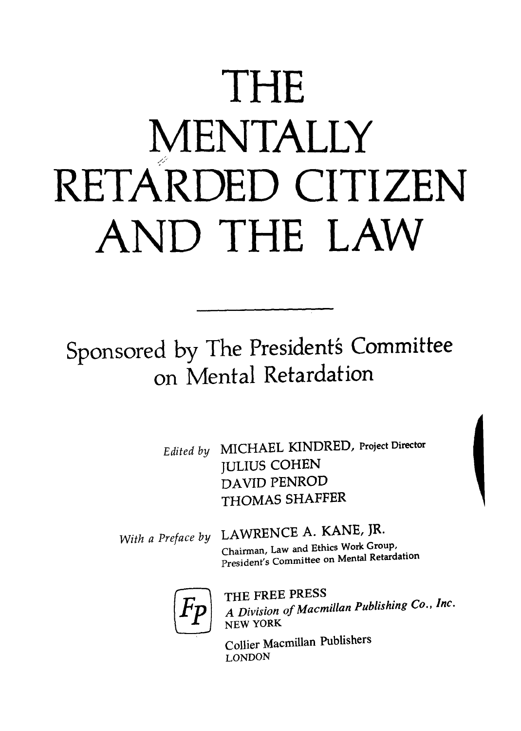# THE MENTALLY RETARDED CITIZEN AND THE LAW

Sponsored by The President's Committee on Mental Retardation

*Edited by* MICHAEL KINDRED, Project Director
JULIUS COHEN
DAVID PENROD
THOMAS SHAFFER

*With a Preface by* LAWRENCE A. KANE, JR.
Chairman, Law and Ethics Work Group,
President's Committee on Mental Retardation

Fp

THE FREE PRESS
*A Division of Macmillan Publishing Co., Inc.*
NEW YORK

Collier Macmillan Publishers
LONDON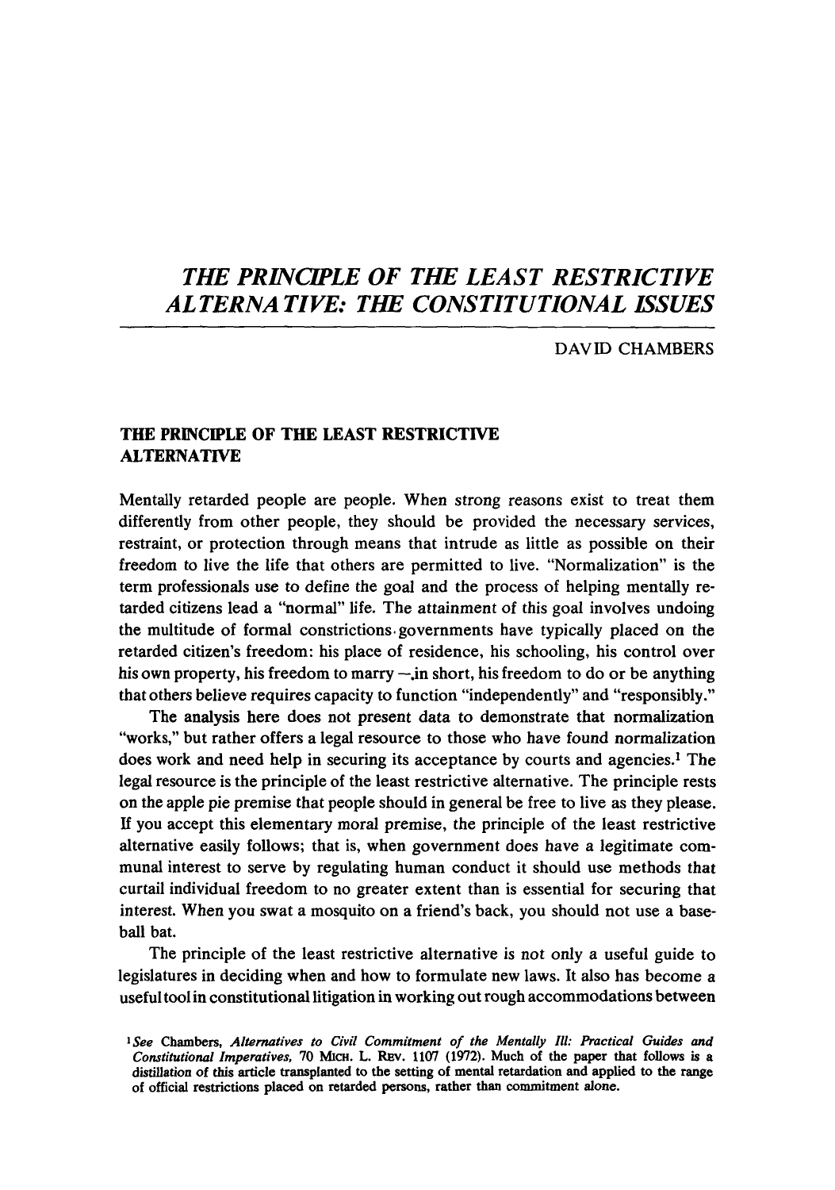# *THE PRINCIPLE OF THE LEAST RESTRICTIVE ALTERNATIVE: THE CONSTITUTIONAL ISSUES*

DAVID CHAMBERS

## THE PRINCIPLE OF THE LEAST RESTRICTIVE ALTERNATIVE

Mentally retarded people are people. When strong reasons exist to treat them differently from other people, they should be provided the necessary services, restraint, or protection through means that intrude as little as possible on their freedom to live the life that others are permitted to live. "Normalization" is the term professionals use to define the goal and the process of helping mentally retarded citizens lead a "normal" life. The attainment of this goal involves undoing the multitude of formal constrictions governments have typically placed on the retarded citizen's freedom: his place of residence, his schooling, his control over his own property, his freedom to marry —in short, his freedom to do or be anything that others believe requires capacity to function "independently" and "responsibly."

The analysis here does not present data to demonstrate that normalization "works," but rather offers a legal resource to those who have found normalization does work and need help in securing its acceptance by courts and agencies.[1] The legal resource is the principle of the least restrictive alternative. The principle rests on the apple pie premise that people should in general be free to live as they please. If you accept this elementary moral premise, the principle of the least restrictive alternative easily follows; that is, when government does have a legitimate communal interest to serve by regulating human conduct it should use methods that curtail individual freedom to no greater extent than is essential for securing that interest. When you swat a mosquito on a friend's back, you should not use a baseball bat.

The principle of the least restrictive alternative is not only a useful guide to legislatures in deciding when and how to formulate new laws. It also has become a useful tool in constitutional litigation in working out rough accommodations between

[1] *See* Chambers, *Alternatives to Civil Commitment of the Mentally Ill: Practical Guides and Constitutional Imperatives,* 70 MICH. L. REV. 1107 (1972). Much of the paper that follows is a distillation of this article transplanted to the setting of mental retardation and applied to the range of official restrictions placed on retarded persons, rather than commitment alone.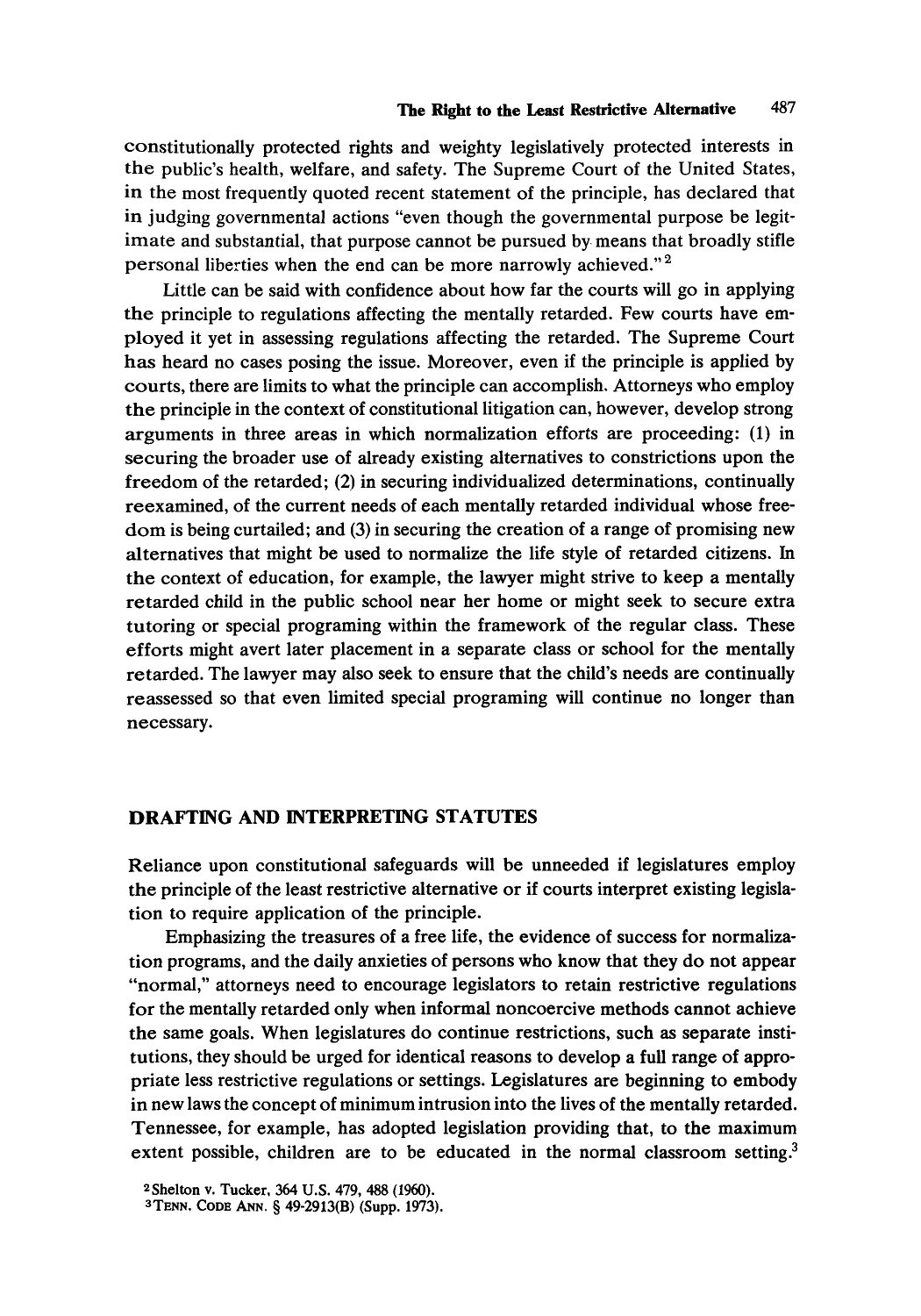constitutionally protected rights and weighty legislatively protected interests in the public's health, welfare, and safety. The Supreme Court of the United States, in the most frequently quoted recent statement of the principle, has declared that in judging governmental actions "even though the governmental purpose be legitimate and substantial, that purpose cannot be pursued by means that broadly stifle personal liberties when the end can be more narrowly achieved."[2]

Little can be said with confidence about how far the courts will go in applying the principle to regulations affecting the mentally retarded. Few courts have employed it yet in assessing regulations affecting the retarded. The Supreme Court has heard no cases posing the issue. Moreover, even if the principle is applied by courts, there are limits to what the principle can accomplish. Attorneys who employ the principle in the context of constitutional litigation can, however, develop strong arguments in three areas in which normalization efforts are proceeding: (1) in securing the broader use of already existing alternatives to constrictions upon the freedom of the retarded; (2) in securing individualized determinations, continually reexamined, of the current needs of each mentally retarded individual whose freedom is being curtailed; and (3) in securing the creation of a range of promising new alternatives that might be used to normalize the life style of retarded citizens. In the context of education, for example, the lawyer might strive to keep a mentally retarded child in the public school near her home or might seek to secure extra tutoring or special programing within the framework of the regular class. These efforts might avert later placement in a separate class or school for the mentally retarded. The lawyer may also seek to ensure that the child's needs are continually reassessed so that even limited special programing will continue no longer than necessary.

## DRAFTING AND INTERPRETING STATUTES

Reliance upon constitutional safeguards will be unneeded if legislatures employ the principle of the least restrictive alternative or if courts interpret existing legislation to require application of the principle.

Emphasizing the treasures of a free life, the evidence of success for normalization programs, and the daily anxieties of persons who know that they do not appear "normal," attorneys need to encourage legislators to retain restrictive regulations for the mentally retarded only when informal noncoercive methods cannot achieve the same goals. When legislatures do continue restrictions, such as separate institutions, they should be urged for identical reasons to develop a full range of appropriate less restrictive regulations or settings. Legislatures are beginning to embody in new laws the concept of minimum intrusion into the lives of the mentally retarded. Tennessee, for example, has adopted legislation providing that, to the maximum extent possible, children are to be educated in the normal classroom setting.[3]

[2] Shelton v. Tucker, 364 U.S. 479, 488 (1960).

[3] TENN. CODE ANN. § 49-2913(B) (Supp. 1973).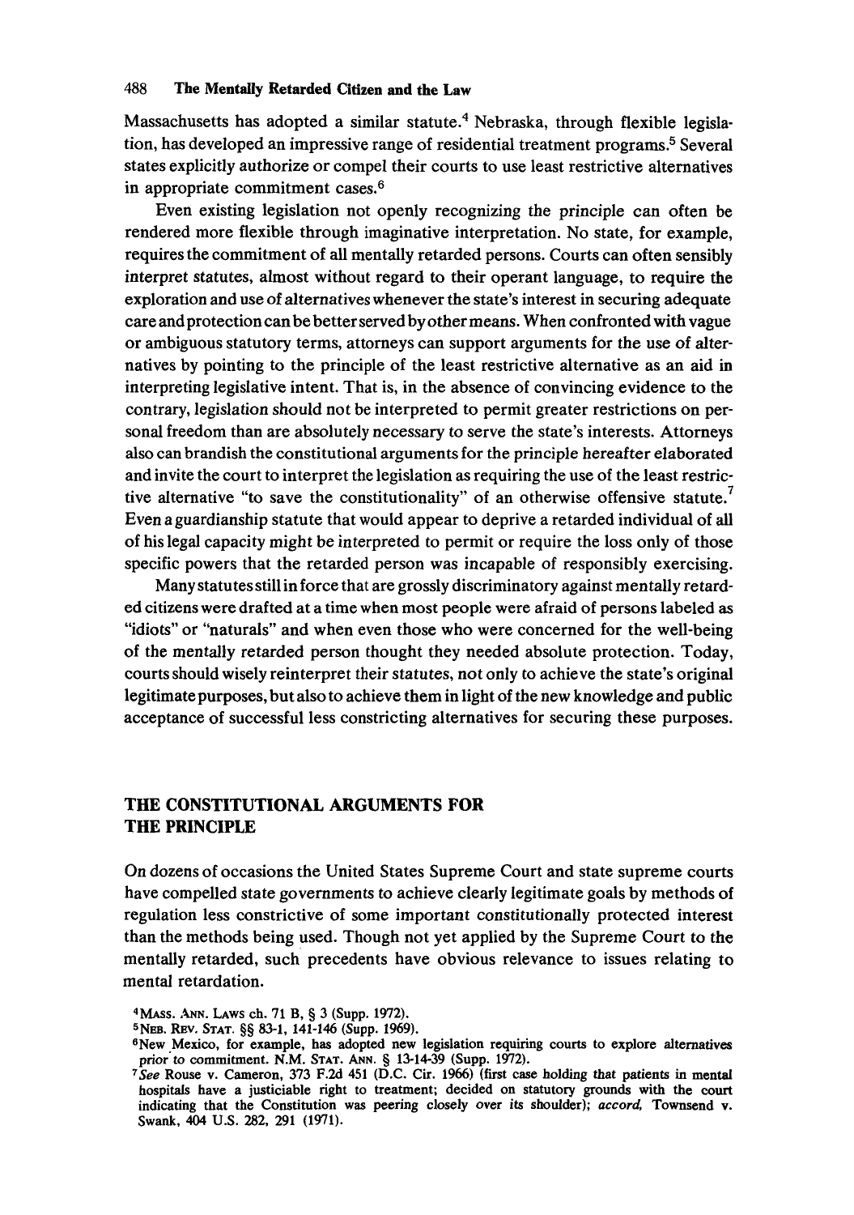Massachusetts has adopted a similar statute.[4] Nebraska, through flexible legislation, has developed an impressive range of residential treatment programs.[5] Several states explicitly authorize or compel their courts to use least restrictive alternatives in appropriate commitment cases.[6]

Even existing legislation not openly recognizing the principle can often be rendered more flexible through imaginative interpretation. No state, for example, requires the commitment of all mentally retarded persons. Courts can often sensibly interpret statutes, almost without regard to their operant language, to require the exploration and use of alternatives whenever the state's interest in securing adequate care and protection can be better served by other means. When confronted with vague or ambiguous statutory terms, attorneys can support arguments for the use of alternatives by pointing to the principle of the least restrictive alternative as an aid in interpreting legislative intent. That is, in the absence of convincing evidence to the contrary, legislation should not be interpreted to permit greater restrictions on personal freedom than are absolutely necessary to serve the state's interests. Attorneys also can brandish the constitutional arguments for the principle hereafter elaborated and invite the court to interpret the legislation as requiring the use of the least restrictive alternative "to save the constitutionality" of an otherwise offensive statute.[7] Even a guardianship statute that would appear to deprive a retarded individual of all of his legal capacity might be interpreted to permit or require the loss only of those specific powers that the retarded person was incapable of responsibly exercising.

Many statutes still in force that are grossly discriminatory against mentally retarded citizens were drafted at a time when most people were afraid of persons labeled as "idiots" or "naturals" and when even those who were concerned for the well-being of the mentally retarded person thought they needed absolute protection. Today, courts should wisely reinterpret their statutes, not only to achieve the state's original legitimate purposes, but also to achieve them in light of the new knowledge and public acceptance of successful less constricting alternatives for securing these purposes.

## THE CONSTITUTIONAL ARGUMENTS FOR THE PRINCIPLE

On dozens of occasions the United States Supreme Court and state supreme courts have compelled state governments to achieve clearly legitimate goals by methods of regulation less constrictive of some important constitutionally protected interest than the methods being used. Though not yet applied by the Supreme Court to the mentally retarded, such precedents have obvious relevance to issues relating to mental retardation.

[4] MASS. ANN. LAWS ch. 71 B, § 3 (Supp. 1972).

[5] NEB. REV. STAT. §§ 83-1, 141-146 (Supp. 1969).

[6] New Mexico, for example, has adopted new legislation requiring courts to explore alternatives prior to commitment. N.M. STAT. ANN. § 13-14-39 (Supp. 1972).

[7] *See* Rouse v. Cameron, 373 F.2d 451 (D.C. Cir. 1966) (first case holding that patients in mental hospitals have a justiciable right to treatment; decided on statutory grounds with the court indicating that the Constitution was peering closely over its shoulder); *accord*, Townsend v. Swank, 404 U.S. 282, 291 (1971).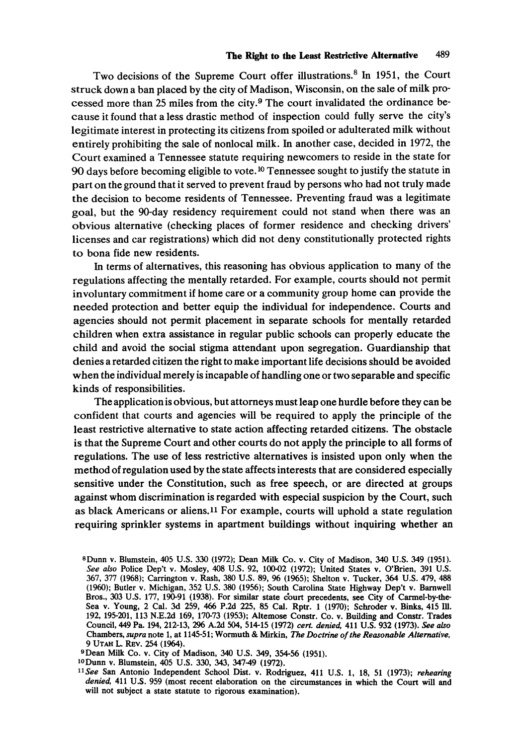Two decisions of the Supreme Court offer illustrations.[8] In 1951, the Court struck down a ban placed by the city of Madison, Wisconsin, on the sale of milk processed more than 25 miles from the city.[9] The court invalidated the ordinance because it found that a less drastic method of inspection could fully serve the city's legitimate interest in protecting its citizens from spoiled or adulterated milk without entirely prohibiting the sale of nonlocal milk. In another case, decided in 1972, the Court examined a Tennessee statute requiring newcomers to reside in the state for 90 days before becoming eligible to vote.[10] Tennessee sought to justify the statute in part on the ground that it served to prevent fraud by persons who had not truly made the decision to become residents of Tennessee. Preventing fraud was a legitimate goal, but the 90-day residency requirement could not stand when there was an obvious alternative (checking places of former residence and checking drivers' licenses and car registrations) which did not deny constitutionally protected rights to bona fide new residents.

In terms of alternatives, this reasoning has obvious application to many of the regulations affecting the mentally retarded. For example, courts should not permit involuntary commitment if home care or a community group home can provide the needed protection and better equip the individual for independence. Courts and agencies should not permit placement in separate schools for mentally retarded children when extra assistance in regular public schools can properly educate the child and avoid the social stigma attendant upon segregation. Guardianship that denies a retarded citizen the right to make important life decisions should be avoided when the individual merely is incapable of handling one or two separable and specific kinds of responsibilities.

The application is obvious, but attorneys must leap one hurdle before they can be confident that courts and agencies will be required to apply the principle of the least restrictive alternative to state action affecting retarded citizens. The obstacle is that the Supreme Court and other courts do not apply the principle to all forms of regulations. The use of less restrictive alternatives is insisted upon only when the method of regulation used by the state affects interests that are considered especially sensitive under the Constitution, such as free speech, or are directed at groups against whom discrimination is regarded with especial suspicion by the Court, such as black Americans or aliens.[11] For example, courts will uphold a state regulation requiring sprinkler systems in apartment buildings without inquiring whether an

[8] Dunn v. Blumstein, 405 U.S. 330 (1972); Dean Milk Co. v. City of Madison, 340 U.S. 349 (1951). *See also* Police Dep't v. Mosley, 408 U.S. 92, 100-02 (1972); United States v. O'Brien, 391 U.S. 367, 377 (1968); Carrington v. Rash, 380 U.S. 89, 96 (1965); Shelton v. Tucker, 364 U.S. 479, 488 (1960); Butler v. Michigan, 352 U.S. 380 (1956); South Carolina State Highway Dep't v. Barnwell Bros., 303 U.S. 177, 190-91 (1938). For similar state court precedents, see City of Carmel-by-the-Sea v. Young, 2 Cal. 3d 259, 466 P.2d 225, 85 Cal. Rptr. 1 (1970); Schroder v. Binks, 415 Ill. 192, 195-201, 113 N.E.2d 169, 170-73 (1953); Altemose Constr. Co. v. Building and Constr. Trades Council, 449 Pa. 194, 212-13, 296 A.2d 504, 514-15 (1972) *cert. denied*, 411 U.S. 932 (1973). *See also* Chambers, *supra* note 1, at 1145-51; Wormuth & Mirkin, *The Doctrine of the Reasonable Alternative*, 9 UTAH L. REV. 254 (1964).

[9] Dean Milk Co. v. City of Madison, 340 U.S. 349, 354-56 (1951).

[10] Dunn v. Blumstein, 405 U.S. 330, 343, 347-49 (1972).

[11] *See* San Antonio Independent School Dist. v. Rodriguez, 411 U.S. 1, 18, 51 (1973); *rehearing denied*, 411 U.S. 959 (most recent elaboration on the circumstances in which the Court will and will not subject a state statute to rigorous examination).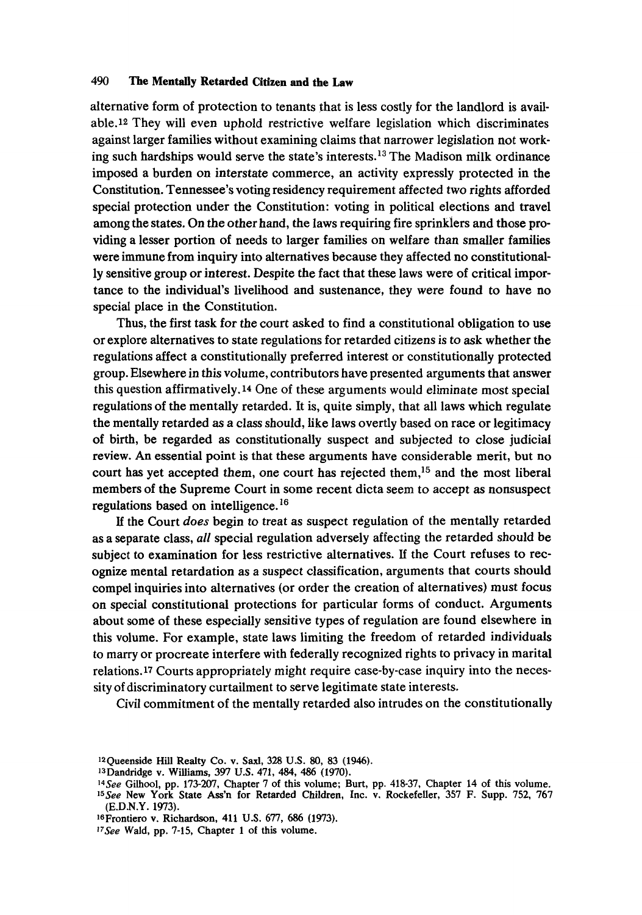alternative form of protection to tenants that is less costly for the landlord is available.[12] They will even uphold restrictive welfare legislation which discriminates against larger families without examining claims that narrower legislation not working such hardships would serve the state's interests.[13] The Madison milk ordinance imposed a burden on interstate commerce, an activity expressly protected in the Constitution. Tennessee's voting residency requirement affected two rights afforded special protection under the Constitution: voting in political elections and travel among the states. On the other hand, the laws requiring fire sprinklers and those providing a lesser portion of needs to larger families on welfare than smaller families were immune from inquiry into alternatives because they affected no constitutionally sensitive group or interest. Despite the fact that these laws were of critical importance to the individual's livelihood and sustenance, they were found to have no special place in the Constitution.

Thus, the first task for the court asked to find a constitutional obligation to use or explore alternatives to state regulations for retarded citizens is to ask whether the regulations affect a constitutionally preferred interest or constitutionally protected group. Elsewhere in this volume, contributors have presented arguments that answer this question affirmatively.[14] One of these arguments would eliminate most special regulations of the mentally retarded. It is, quite simply, that all laws which regulate the mentally retarded as a class should, like laws overtly based on race or legitimacy of birth, be regarded as constitutionally suspect and subjected to close judicial review. An essential point is that these arguments have considerable merit, but no court has yet accepted them, one court has rejected them,[15] and the most liberal members of the Supreme Court in some recent dicta seem to accept as nonsuspect regulations based on intelligence.[16]

If the Court *does* begin to treat as suspect regulation of the mentally retarded as a separate class, *all* special regulation adversely affecting the retarded should be subject to examination for less restrictive alternatives. If the Court refuses to recognize mental retardation as a suspect classification, arguments that courts should compel inquiries into alternatives (or order the creation of alternatives) must focus on special constitutional protections for particular forms of conduct. Arguments about some of these especially sensitive types of regulation are found elsewhere in this volume. For example, state laws limiting the freedom of retarded individuals to marry or procreate interfere with federally recognized rights to privacy in marital relations.[17] Courts appropriately might require case-by-case inquiry into the necessity of discriminatory curtailment to serve legitimate state interests.

Civil commitment of the mentally retarded also intrudes on the constitutionally

---

[12] Queenside Hill Realty Co. v. Saxl, 328 U.S. 80, 83 (1946).

[13] Dandridge v. Williams, 397 U.S. 471, 484, 486 (1970).

[14] *See* Gilhool, pp. 173-207, Chapter 7 of this volume; Burt, pp. 418-37, Chapter 14 of this volume.

[15] *See* New York State Ass'n for Retarded Children, Inc. v. Rockefeller, 357 F. Supp. 752, 767 (E.D.N.Y. 1973).

[16] Frontiero v. Richardson, 411 U.S. 677, 686 (1973).

[17] *See* Wald, pp. 7-15, Chapter 1 of this volume.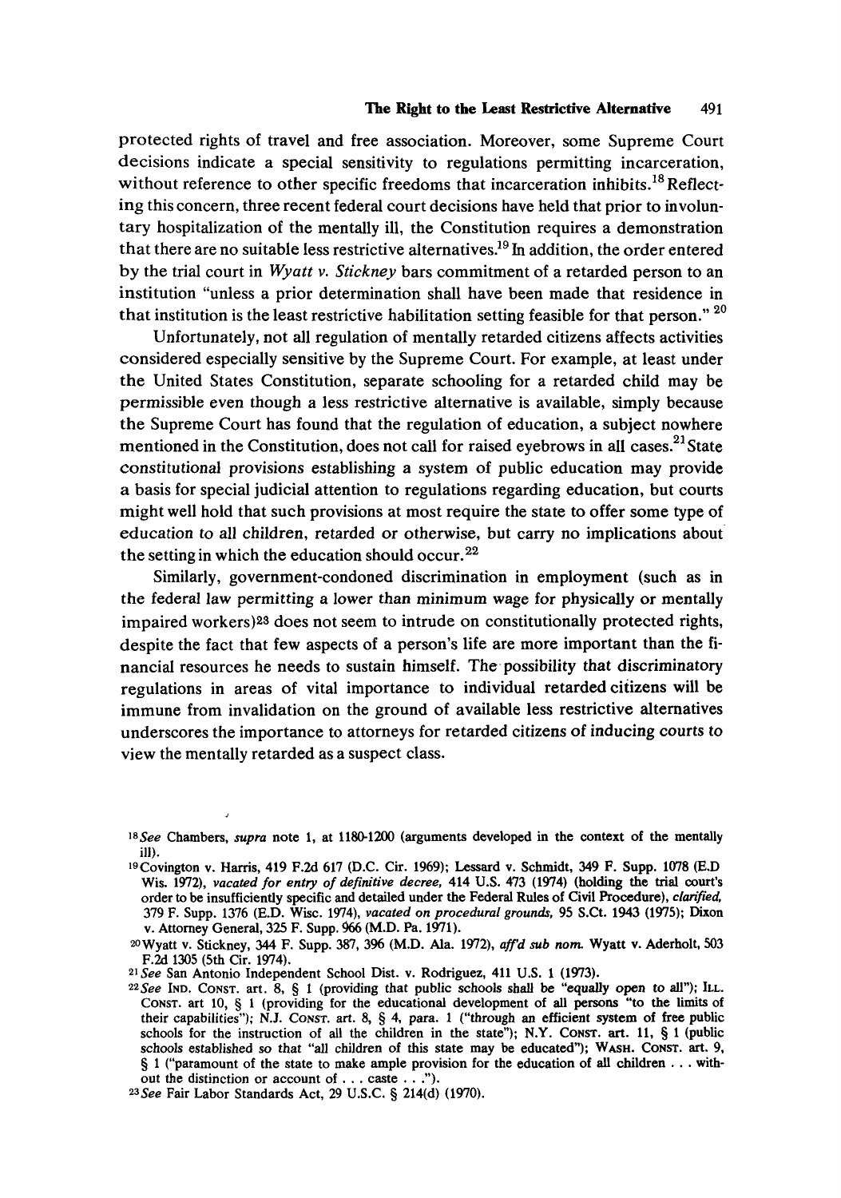protected rights of travel and free association. Moreover, some Supreme Court decisions indicate a special sensitivity to regulations permitting incarceration, without reference to other specific freedoms that incarceration inhibits.[18] Reflecting this concern, three recent federal court decisions have held that prior to involuntary hospitalization of the mentally ill, the Constitution requires a demonstration that there are no suitable less restrictive alternatives.[19] In addition, the order entered by the trial court in *Wyatt v. Stickney* bars commitment of a retarded person to an institution "unless a prior determination shall have been made that residence in that institution is the least restrictive habilitation setting feasible for that person." [20]

Unfortunately, not all regulation of mentally retarded citizens affects activities considered especially sensitive by the Supreme Court. For example, at least under the United States Constitution, separate schooling for a retarded child may be permissible even though a less restrictive alternative is available, simply because the Supreme Court has found that the regulation of education, a subject nowhere mentioned in the Constitution, does not call for raised eyebrows in all cases.[21] State constitutional provisions establishing a system of public education may provide a basis for special judicial attention to regulations regarding education, but courts might well hold that such provisions at most require the state to offer some type of education to all children, retarded or otherwise, but carry no implications about the setting in which the education should occur.[22]

Similarly, government-condoned discrimination in employment (such as in the federal law permitting a lower than minimum wage for physically or mentally impaired workers)[23] does not seem to intrude on constitutionally protected rights, despite the fact that few aspects of a person's life are more important than the financial resources he needs to sustain himself. The possibility that discriminatory regulations in areas of vital importance to individual retarded citizens will be immune from invalidation on the ground of available less restrictive alternatives underscores the importance to attorneys for retarded citizens of inducing courts to view the mentally retarded as a suspect class.

---

[18] *See* Chambers, *supra* note 1, at 1180-1200 (arguments developed in the context of the mentally ill).

[19] Covington v. Harris, 419 F.2d 617 (D.C. Cir. 1969); Lessard v. Schmidt, 349 F. Supp. 1078 (E.D Wis. 1972), *vacated for entry of definitive decree*, 414 U.S. 473 (1974) (holding the trial court's order to be insufficiently specific and detailed under the Federal Rules of Civil Procedure), *clarified*, 379 F. Supp. 1376 (E.D. Wisc. 1974), *vacated on procedural grounds*, 95 S.Ct. 1943 (1975); Dixon v. Attorney General, 325 F. Supp. 966 (M.D. Pa. 1971).

[20] Wyatt v. Stickney, 344 F. Supp. 387, 396 (M.D. Ala. 1972), *aff'd sub nom.* Wyatt v. Aderholt, 503 F.2d 1305 (5th Cir. 1974).

[21] *See* San Antonio Independent School Dist. v. Rodriguez, 411 U.S. 1 (1973).

[22] *See* IND. CONST. art. 8, § 1 (providing that public schools shall be "equally open to all"); ILL. CONST. art 10, § 1 (providing for the educational development of all persons "to the limits of their capabilities"); N.J. CONST. art. 8, § 4, para. 1 ("through an efficient system of free public schools for the instruction of all the children in the state"); N.Y. CONST. art. 11, § 1 (public schools established so that "all children of this state may be educated"); WASH. CONST. art. 9, § 1 ("paramount of the state to make ample provision for the education of all children . . . without the distinction or account of . . . caste . . .").

[23] *See* Fair Labor Standards Act, 29 U.S.C. § 214(d) (1970).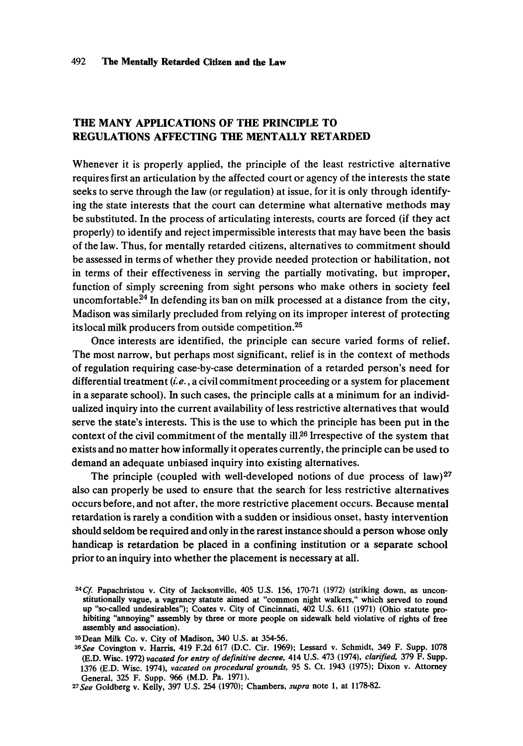## THE MANY APPLICATIONS OF THE PRINCIPLE TO REGULATIONS AFFECTING THE MENTALLY RETARDED

Whenever it is properly applied, the principle of the least restrictive alternative requires first an articulation by the affected court or agency of the interests the state seeks to serve through the law (or regulation) at issue, for it is only through identifying the state interests that the court can determine what alternative methods may be substituted. In the process of articulating interests, courts are forced (if they act properly) to identify and reject impermissible interests that may have been the basis of the law. Thus, for mentally retarded citizens, alternatives to commitment should be assessed in terms of whether they provide needed protection or habilitation, not in terms of their effectiveness in serving the partially motivating, but improper, function of simply screening from sight persons who make others in society feel uncomfortable.[24] In defending its ban on milk processed at a distance from the city, Madison was similarly precluded from relying on its improper interest of protecting its local milk producers from outside competition.[25]

Once interests are identified, the principle can secure varied forms of relief. The most narrow, but perhaps most significant, relief is in the context of methods of regulation requiring case-by-case determination of a retarded person's need for differential treatment (*i.e.*, a civil commitment proceeding or a system for placement in a separate school). In such cases, the principle calls at a minimum for an individualized inquiry into the current availability of less restrictive alternatives that would serve the state's interests. This is the use to which the principle has been put in the context of the civil commitment of the mentally ill.[26] Irrespective of the system that exists and no matter how informally it operates currently, the principle can be used to demand an adequate unbiased inquiry into existing alternatives.

The principle (coupled with well-developed notions of due process of law)[27] also can properly be used to ensure that the search for less restrictive alternatives occurs before, and not after, the more restrictive placement occurs. Because mental retardation is rarely a condition with a sudden or insidious onset, hasty intervention should seldom be required and only in the rarest instance should a person whose only handicap is retardation be placed in a confining institution or a separate school prior to an inquiry into whether the placement is necessary at all.

---

[24] *Cf.* Papachristou v. City of Jacksonville, 405 U.S. 156, 170-71 (1972) (striking down, as unconstitutionally vague, a vagrancy statute aimed at "common night walkers," which served to round up "so-called undesirables"); Coates v. City of Cincinnati, 402 U.S. 611 (1971) (Ohio statute prohibiting "annoying" assembly by three or more people on sidewalk held violative of rights of free assembly and association).

[25] Dean Milk Co. v. City of Madison, 340 U.S. at 354-56.

[26] *See* Covington v. Harris, 419 F.2d 617 (D.C. Cir. 1969); Lessard v. Schmidt, 349 F. Supp. 1078 (E.D. Wisc. 1972) *vacated for entry of definitive decree,* 414 U.S. 473 (1974), *clarified,* 379 F. Supp. 1376 (E.D. Wisc. 1974), *vacated on procedural grounds,* 95 S. Ct. 1943 (1975); Dixon v. Attorney General, 325 F. Supp. 966 (M.D. Pa. 1971).

[27] *See* Goldberg v. Kelly, 397 U.S. 254 (1970); Chambers, *supra* note 1, at 1178-82.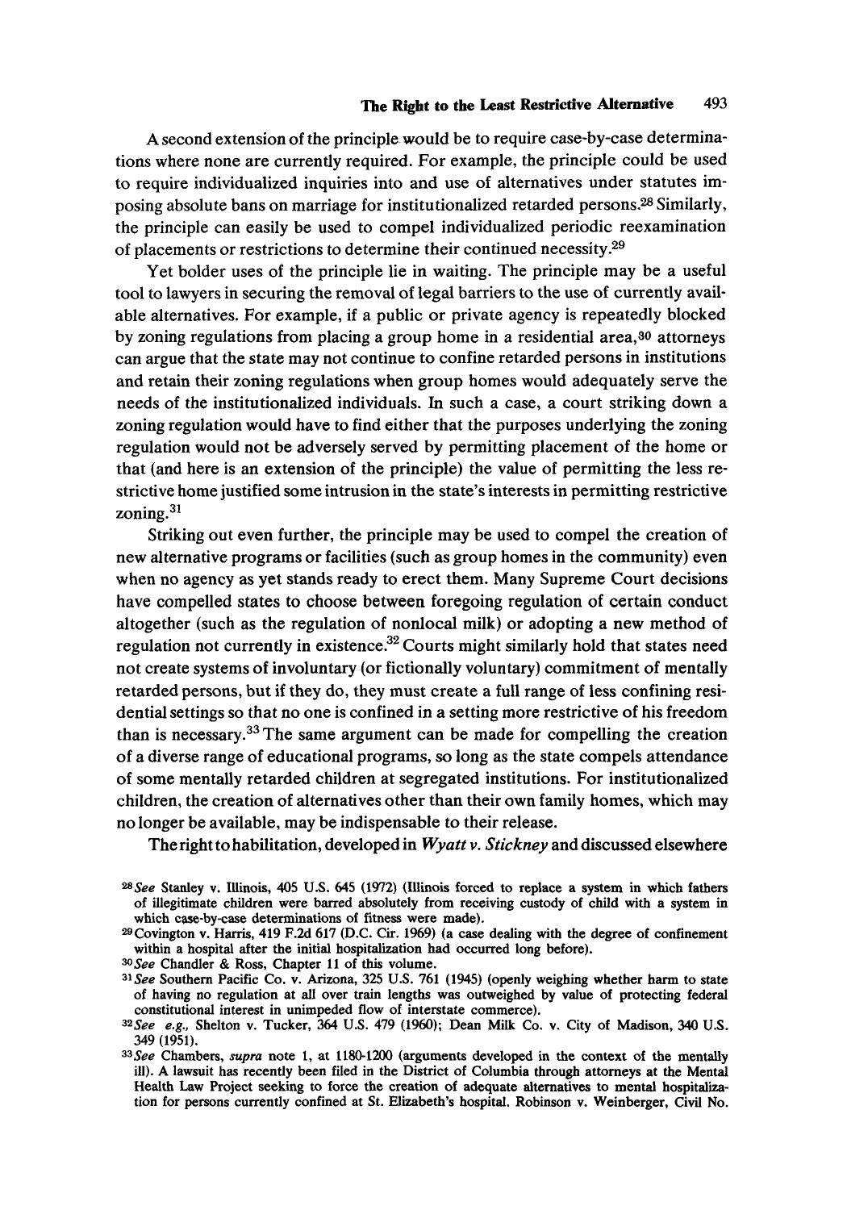A second extension of the principle would be to require case-by-case determinations where none are currently required. For example, the principle could be used to require individualized inquiries into and use of alternatives under statutes imposing absolute bans on marriage for institutionalized retarded persons.[28] Similarly, the principle can easily be used to compel individualized periodic reexamination of placements or restrictions to determine their continued necessity.[29]

Yet bolder uses of the principle lie in waiting. The principle may be a useful tool to lawyers in securing the removal of legal barriers to the use of currently available alternatives. For example, if a public or private agency is repeatedly blocked by zoning regulations from placing a group home in a residential area,[30] attorneys can argue that the state may not continue to confine retarded persons in institutions and retain their zoning regulations when group homes would adequately serve the needs of the institutionalized individuals. In such a case, a court striking down a zoning regulation would have to find either that the purposes underlying the zoning regulation would not be adversely served by permitting placement of the home or that (and here is an extension of the principle) the value of permitting the less restrictive home justified some intrusion in the state's interests in permitting restrictive zoning.[31]

Striking out even further, the principle may be used to compel the creation of new alternative programs or facilities (such as group homes in the community) even when no agency as yet stands ready to erect them. Many Supreme Court decisions have compelled states to choose between foregoing regulation of certain conduct altogether (such as the regulation of nonlocal milk) or adopting a new method of regulation not currently in existence.[32] Courts might similarly hold that states need not create systems of involuntary (or fictionally voluntary) commitment of mentally retarded persons, but if they do, they must create a full range of less confining residential settings so that no one is confined in a setting more restrictive of his freedom than is necessary.[33] The same argument can be made for compelling the creation of a diverse range of educational programs, so long as the state compels attendance of some mentally retarded children at segregated institutions. For institutionalized children, the creation of alternatives other than their own family homes, which may no longer be available, may be indispensable to their release.

The right to habilitation, developed in *Wyatt v. Stickney* and discussed elsewhere

[28] *See* Stanley v. Illinois, 405 U.S. 645 (1972) (Illinois forced to replace a system in which fathers of illegitimate children were barred absolutely from receiving custody of child with a system in which case-by-case determinations of fitness were made).

[29] Covington v. Harris, 419 F.2d 617 (D.C. Cir. 1969) (a case dealing with the degree of confinement within a hospital after the initial hospitalization had occurred long before).

[30] *See* Chandler & Ross, Chapter 11 of this volume.

[31] *See* Southern Pacific Co. v. Arizona, 325 U.S. 761 (1945) (openly weighing whether harm to state of having no regulation at all over train lengths was outweighed by value of protecting federal constitutional interest in unimpeded flow of interstate commerce).

[32] *See e.g.,* Shelton v. Tucker, 364 U.S. 479 (1960); Dean Milk Co. v. City of Madison, 340 U.S. 349 (1951).

[33] *See* Chambers, *supra* note 1, at 1180-1200 (arguments developed in the context of the mentally ill). A lawsuit has recently been filed in the District of Columbia through attorneys at the Mental Health Law Project seeking to force the creation of adequate alternatives to mental hospitalization for persons currently confined at St. Elizabeth's hospital. Robinson v. Weinberger, Civil No.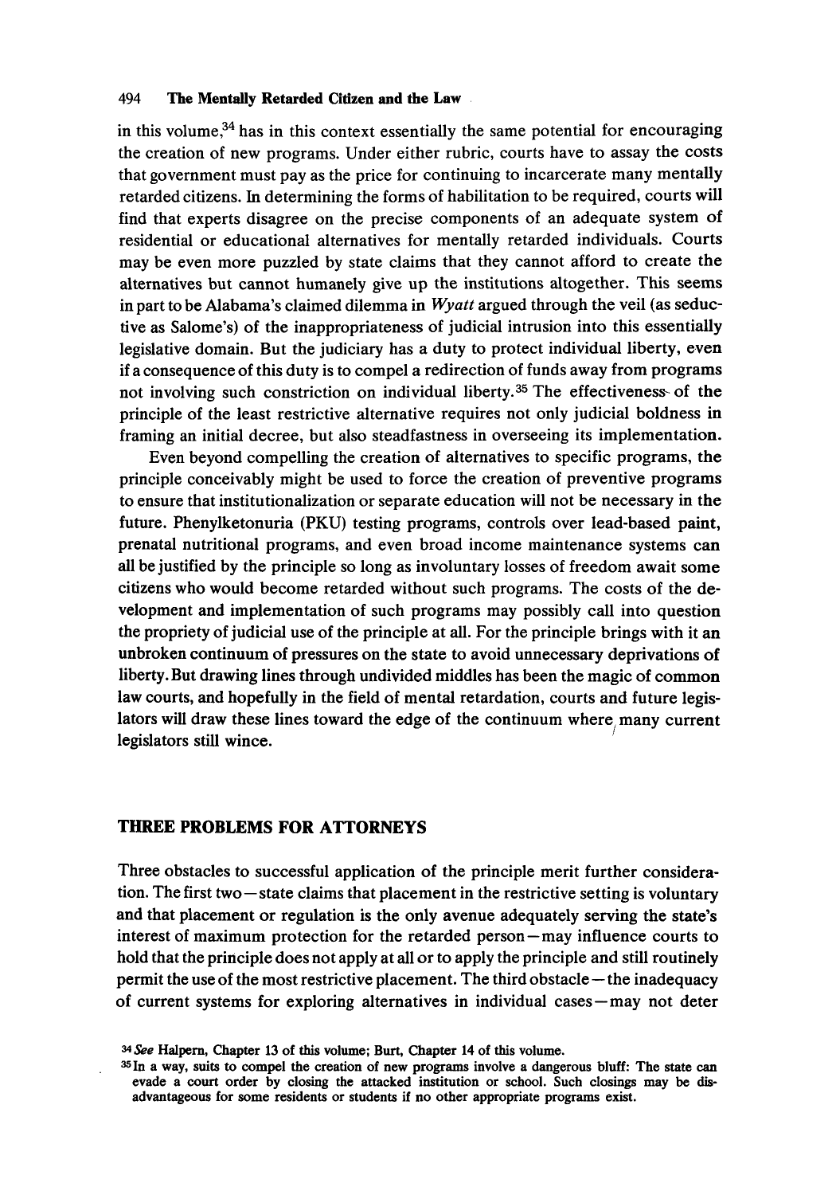in this volume,[34] has in this context essentially the same potential for encouraging the creation of new programs. Under either rubric, courts have to assay the costs that government must pay as the price for continuing to incarcerate many mentally retarded citizens. In determining the forms of habilitation to be required, courts will find that experts disagree on the precise components of an adequate system of residential or educational alternatives for mentally retarded individuals. Courts may be even more puzzled by state claims that they cannot afford to create the alternatives but cannot humanely give up the institutions altogether. This seems in part to be Alabama's claimed dilemma in *Wyatt* argued through the veil (as seductive as Salome's) of the inappropriateness of judicial intrusion into this essentially legislative domain. But the judiciary has a duty to protect individual liberty, even if a consequence of this duty is to compel a redirection of funds away from programs not involving such constriction on individual liberty.[35] The effectiveness of the principle of the least restrictive alternative requires not only judicial boldness in framing an initial decree, but also steadfastness in overseeing its implementation.

Even beyond compelling the creation of alternatives to specific programs, the principle conceivably might be used to force the creation of preventive programs to ensure that institutionalization or separate education will not be necessary in the future. Phenylketonuria (PKU) testing programs, controls over lead-based paint, prenatal nutritional programs, and even broad income maintenance systems can all be justified by the principle so long as involuntary losses of freedom await some citizens who would become retarded without such programs. The costs of the development and implementation of such programs may possibly call into question the propriety of judicial use of the principle at all. For the principle brings with it an unbroken continuum of pressures on the state to avoid unnecessary deprivations of liberty. But drawing lines through undivided middles has been the magic of common law courts, and hopefully in the field of mental retardation, courts and future legislators will draw these lines toward the edge of the continuum where many current legislators still wince.

## THREE PROBLEMS FOR ATTORNEYS

Three obstacles to successful application of the principle merit further consideration. The first two—state claims that placement in the restrictive setting is voluntary and that placement or regulation is the only avenue adequately serving the state's interest of maximum protection for the retarded person—may influence courts to hold that the principle does not apply at all or to apply the principle and still routinely permit the use of the most restrictive placement. The third obstacle—the inadequacy of current systems for exploring alternatives in individual cases—may not deter

[34] *See* Halpern, Chapter 13 of this volume; Burt, Chapter 14 of this volume.

[35] In a way, suits to compel the creation of new programs involve a dangerous bluff: The state can evade a court order by closing the attacked institution or school. Such closings may be disadvantageous for some residents or students if no other appropriate programs exist.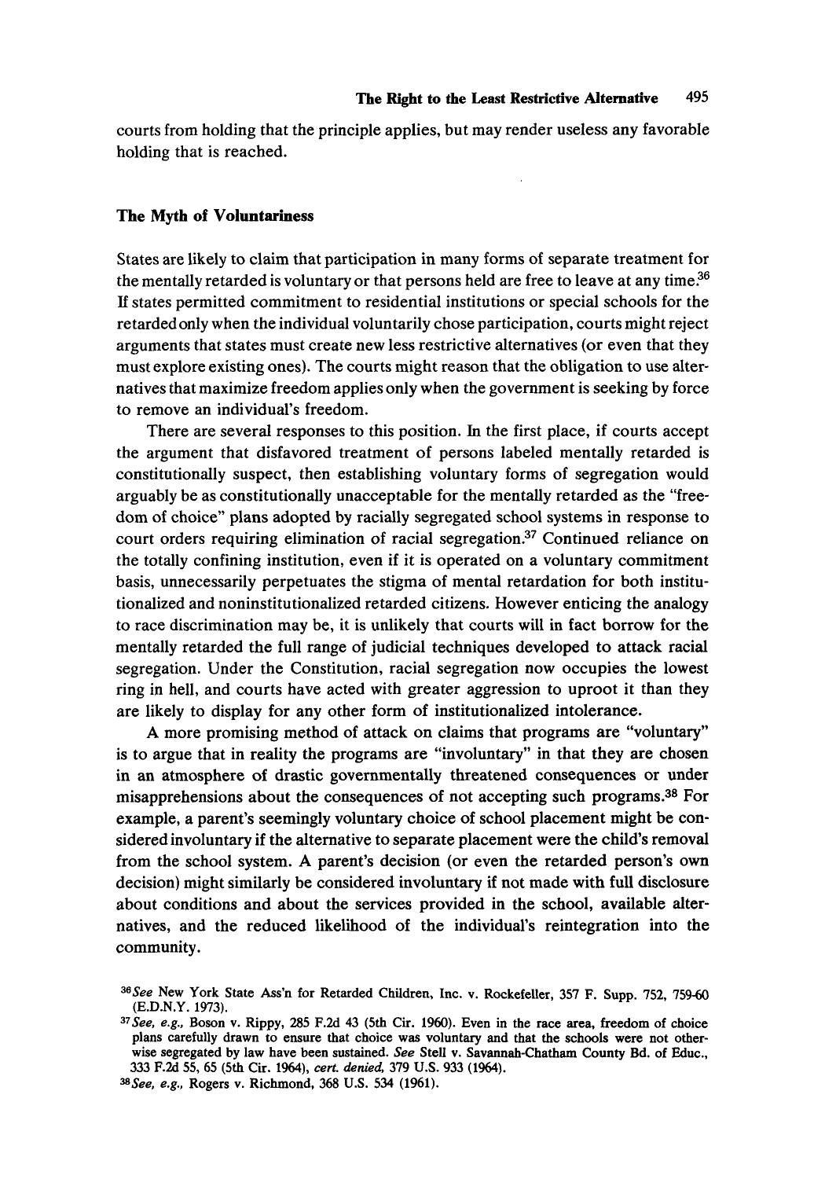courts from holding that the principle applies, but may render useless any favorable holding that is reached.

### The Myth of Voluntariness

States are likely to claim that participation in many forms of separate treatment for the mentally retarded is voluntary or that persons held are free to leave at any time.[36] If states permitted commitment to residential institutions or special schools for the retarded only when the individual voluntarily chose participation, courts might reject arguments that states must create new less restrictive alternatives (or even that they must explore existing ones). The courts might reason that the obligation to use alternatives that maximize freedom applies only when the government is seeking by force to remove an individual's freedom.

There are several responses to this position. In the first place, if courts accept the argument that disfavored treatment of persons labeled mentally retarded is constitutionally suspect, then establishing voluntary forms of segregation would arguably be as constitutionally unacceptable for the mentally retarded as the "freedom of choice" plans adopted by racially segregated school systems in response to court orders requiring elimination of racial segregation.[37] Continued reliance on the totally confining institution, even if it is operated on a voluntary commitment basis, unnecessarily perpetuates the stigma of mental retardation for both institutionalized and noninstitutionalized retarded citizens. However enticing the analogy to race discrimination may be, it is unlikely that courts will in fact borrow for the mentally retarded the full range of judicial techniques developed to attack racial segregation. Under the Constitution, racial segregation now occupies the lowest ring in hell, and courts have acted with greater aggression to uproot it than they are likely to display for any other form of institutionalized intolerance.

A more promising method of attack on claims that programs are "voluntary" is to argue that in reality the programs are "involuntary" in that they are chosen in an atmosphere of drastic governmentally threatened consequences or under misapprehensions about the consequences of not accepting such programs.[38] For example, a parent's seemingly voluntary choice of school placement might be considered involuntary if the alternative to separate placement were the child's removal from the school system. A parent's decision (or even the retarded person's own decision) might similarly be considered involuntary if not made with full disclosure about conditions and about the services provided in the school, available alternatives, and the reduced likelihood of the individual's reintegration into the community.

[36] *See* New York State Ass'n for Retarded Children, Inc. v. Rockefeller, 357 F. Supp. 752, 759-60 (E.D.N.Y. 1973).

[37] *See, e.g.,* Boson v. Rippy, 285 F.2d 43 (5th Cir. 1960). Even in the race area, freedom of choice plans carefully drawn to ensure that choice was voluntary and that the schools were not otherwise segregated by law have been sustained. *See* Stell v. Savannah-Chatham County Bd. of Educ., 333 F.2d 55, 65 (5th Cir. 1964), *cert. denied,* 379 U.S. 933 (1964).

[38] *See, e.g.,* Rogers v. Richmond, 368 U.S. 534 (1961).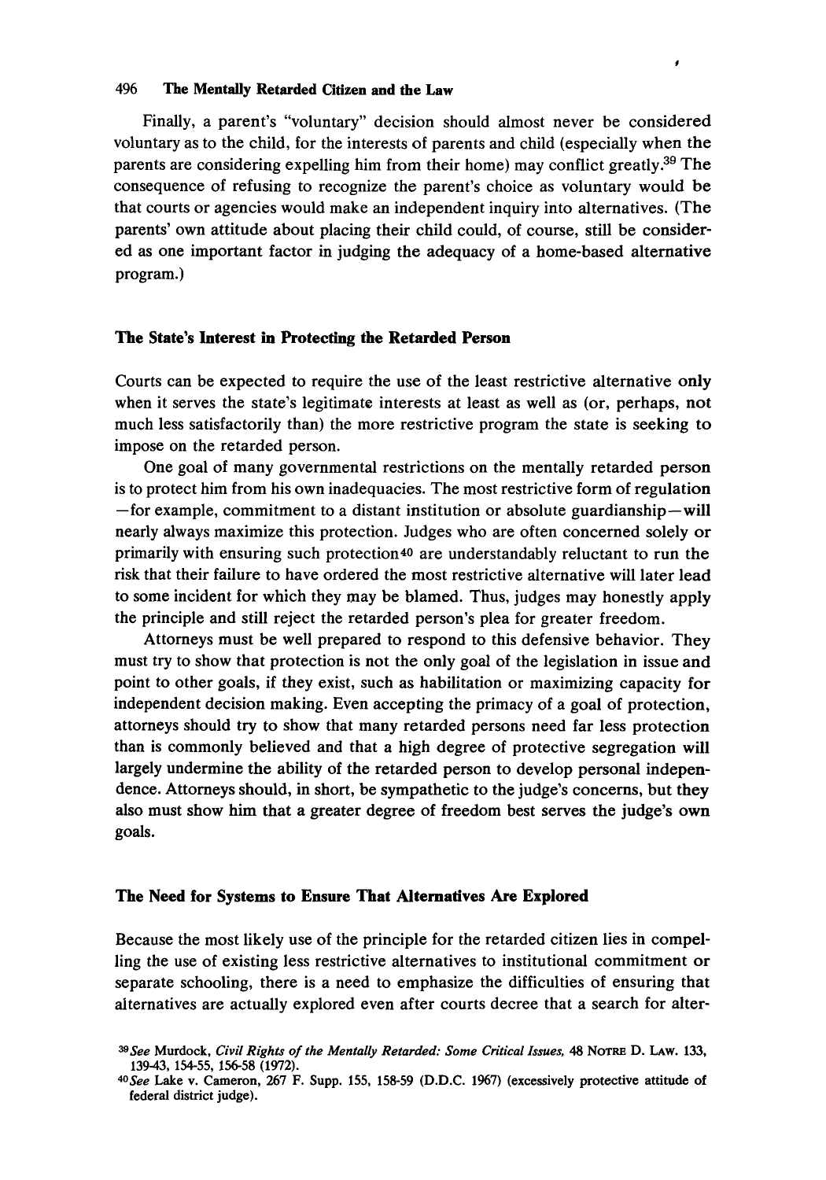Finally, a parent's "voluntary" decision should almost never be considered voluntary as to the child, for the interests of parents and child (especially when the parents are considering expelling him from their home) may conflict greatly.[39] The consequence of refusing to recognize the parent's choice as voluntary would be that courts or agencies would make an independent inquiry into alternatives. (The parents' own attitude about placing their child could, of course, still be considered as one important factor in judging the adequacy of a home-based alternative program.)

### The State's Interest in Protecting the Retarded Person

Courts can be expected to require the use of the least restrictive alternative only when it serves the state's legitimate interests at least as well as (or, perhaps, not much less satisfactorily than) the more restrictive program the state is seeking to impose on the retarded person.

One goal of many governmental restrictions on the mentally retarded person is to protect him from his own inadequacies. The most restrictive form of regulation —for example, commitment to a distant institution or absolute guardianship—will nearly always maximize this protection. Judges who are often concerned solely or primarily with ensuring such protection[40] are understandably reluctant to run the risk that their failure to have ordered the most restrictive alternative will later lead to some incident for which they may be blamed. Thus, judges may honestly apply the principle and still reject the retarded person's plea for greater freedom.

Attorneys must be well prepared to respond to this defensive behavior. They must try to show that protection is not the only goal of the legislation in issue and point to other goals, if they exist, such as habilitation or maximizing capacity for independent decision making. Even accepting the primacy of a goal of protection, attorneys should try to show that many retarded persons need far less protection than is commonly believed and that a high degree of protective segregation will largely undermine the ability of the retarded person to develop personal independence. Attorneys should, in short, be sympathetic to the judge's concerns, but they also must show him that a greater degree of freedom best serves the judge's own goals.

### The Need for Systems to Ensure That Alternatives Are Explored

Because the most likely use of the principle for the retarded citizen lies in compelling the use of existing less restrictive alternatives to institutional commitment or separate schooling, there is a need to emphasize the difficulties of ensuring that alternatives are actually explored even after courts decree that a search for alter-

[39] *See* Murdock, *Civil Rights of the Mentally Retarded: Some Critical Issues,* 48 NOTRE D. LAW. 133, 139-43, 154-55, 156-58 (1972).

[40] *See* Lake v. Cameron, 267 F. Supp. 155, 158-59 (D.D.C. 1967) (excessively protective attitude of federal district judge).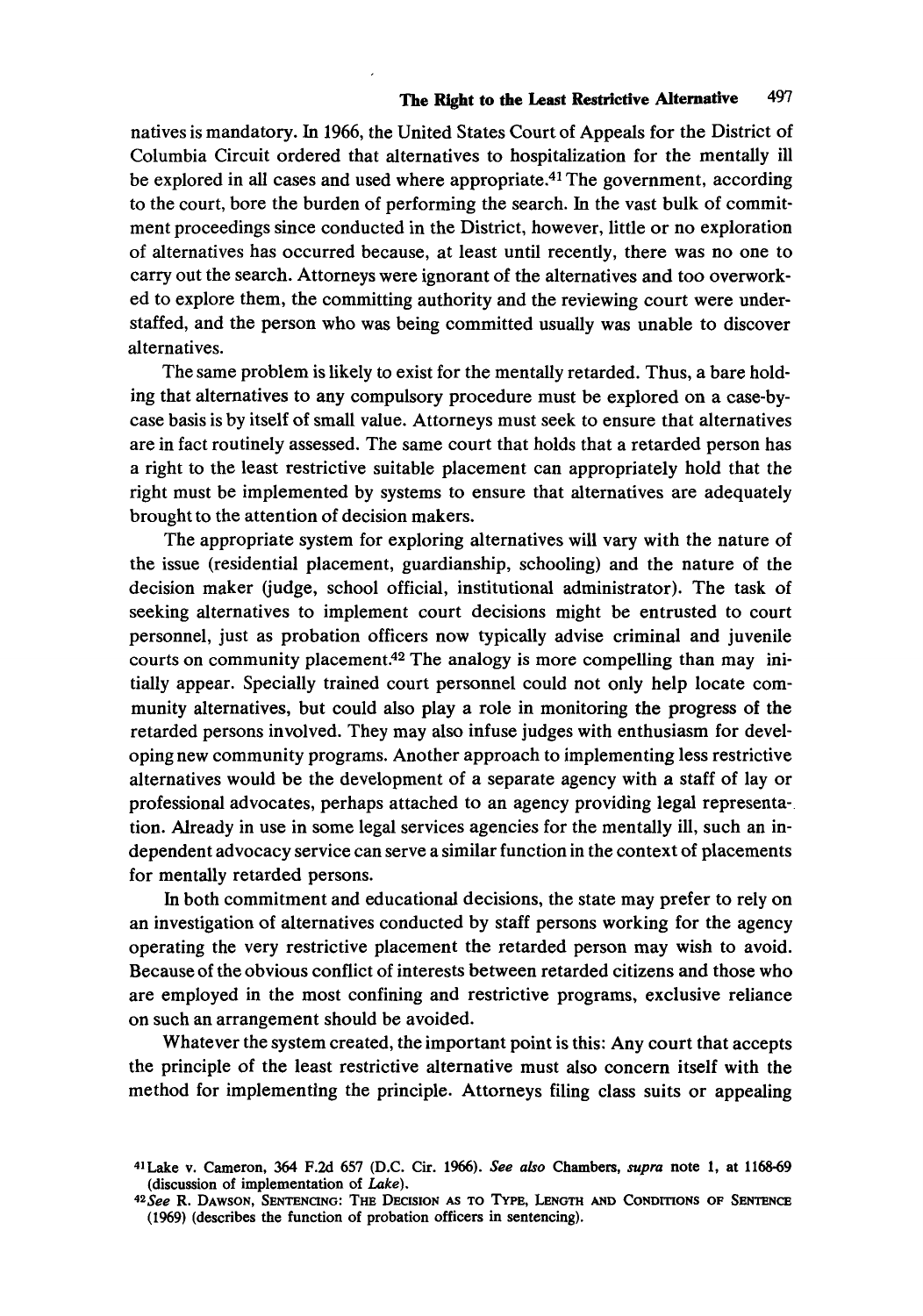natives is mandatory. In 1966, the United States Court of Appeals for the District of Columbia Circuit ordered that alternatives to hospitalization for the mentally ill be explored in all cases and used where appropriate.[41] The government, according to the court, bore the burden of performing the search. In the vast bulk of commitment proceedings since conducted in the District, however, little or no exploration of alternatives has occurred because, at least until recently, there was no one to carry out the search. Attorneys were ignorant of the alternatives and too overworked to explore them, the committing authority and the reviewing court were understaffed, and the person who was being committed usually was unable to discover alternatives.

The same problem is likely to exist for the mentally retarded. Thus, a bare holding that alternatives to any compulsory procedure must be explored on a case-by-case basis is by itself of small value. Attorneys must seek to ensure that alternatives are in fact routinely assessed. The same court that holds that a retarded person has a right to the least restrictive suitable placement can appropriately hold that the right must be implemented by systems to ensure that alternatives are adequately brought to the attention of decision makers.

The appropriate system for exploring alternatives will vary with the nature of the issue (residential placement, guardianship, schooling) and the nature of the decision maker (judge, school official, institutional administrator). The task of seeking alternatives to implement court decisions might be entrusted to court personnel, just as probation officers now typically advise criminal and juvenile courts on community placement.[42] The analogy is more compelling than may initially appear. Specially trained court personnel could not only help locate community alternatives, but could also play a role in monitoring the progress of the retarded persons involved. They may also infuse judges with enthusiasm for developing new community programs. Another approach to implementing less restrictive alternatives would be the development of a separate agency with a staff of lay or professional advocates, perhaps attached to an agency providing legal representation. Already in use in some legal services agencies for the mentally ill, such an independent advocacy service can serve a similar function in the context of placements for mentally retarded persons.

In both commitment and educational decisions, the state may prefer to rely on an investigation of alternatives conducted by staff persons working for the agency operating the very restrictive placement the retarded person may wish to avoid. Because of the obvious conflict of interests between retarded citizens and those who are employed in the most confining and restrictive programs, exclusive reliance on such an arrangement should be avoided.

Whatever the system created, the important point is this: Any court that accepts the principle of the least restrictive alternative must also concern itself with the method for implementing the principle. Attorneys filing class suits or appealing

---

[41] Lake v. Cameron, 364 F.2d 657 (D.C. Cir. 1966). *See also* Chambers, *supra* note 1, at 1168-69 (discussion of implementation of *Lake*).

[42] *See* R. Dawson, Sentencing: The Decision as to Type, Length and Conditions of Sentence (1969) (describes the function of probation officers in sentencing).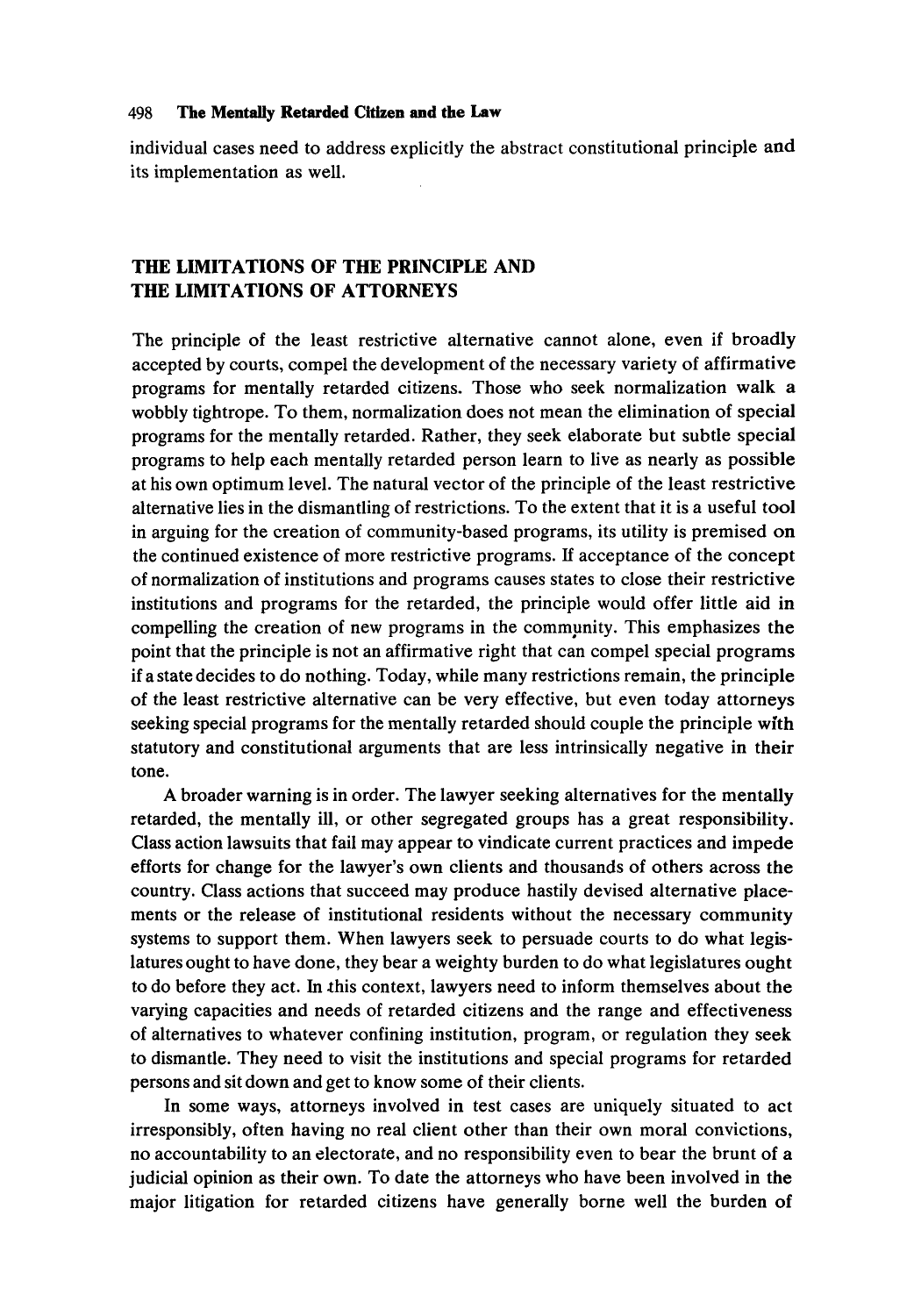individual cases need to address explicitly the abstract constitutional principle and its implementation as well.

## THE LIMITATIONS OF THE PRINCIPLE AND THE LIMITATIONS OF ATTORNEYS

The principle of the least restrictive alternative cannot alone, even if broadly accepted by courts, compel the development of the necessary variety of affirmative programs for mentally retarded citizens. Those who seek normalization walk a wobbly tightrope. To them, normalization does not mean the elimination of special programs for the mentally retarded. Rather, they seek elaborate but subtle special programs to help each mentally retarded person learn to live as nearly as possible at his own optimum level. The natural vector of the principle of the least restrictive alternative lies in the dismantling of restrictions. To the extent that it is a useful tool in arguing for the creation of community-based programs, its utility is premised on the continued existence of more restrictive programs. If acceptance of the concept of normalization of institutions and programs causes states to close their restrictive institutions and programs for the retarded, the principle would offer little aid in compelling the creation of new programs in the community. This emphasizes the point that the principle is not an affirmative right that can compel special programs if a state decides to do nothing. Today, while many restrictions remain, the principle of the least restrictive alternative can be very effective, but even today attorneys seeking special programs for the mentally retarded should couple the principle with statutory and constitutional arguments that are less intrinsically negative in their tone.

A broader warning is in order. The lawyer seeking alternatives for the mentally retarded, the mentally ill, or other segregated groups has a great responsibility. Class action lawsuits that fail may appear to vindicate current practices and impede efforts for change for the lawyer's own clients and thousands of others across the country. Class actions that succeed may produce hastily devised alternative placements or the release of institutional residents without the necessary community systems to support them. When lawyers seek to persuade courts to do what legislatures ought to have done, they bear a weighty burden to do what legislatures ought to do before they act. In this context, lawyers need to inform themselves about the varying capacities and needs of retarded citizens and the range and effectiveness of alternatives to whatever confining institution, program, or regulation they seek to dismantle. They need to visit the institutions and special programs for retarded persons and sit down and get to know some of their clients.

In some ways, attorneys involved in test cases are uniquely situated to act irresponsibly, often having no real client other than their own moral convictions, no accountability to an electorate, and no responsibility even to bear the brunt of a judicial opinion as their own. To date the attorneys who have been involved in the major litigation for retarded citizens have generally borne well the burden of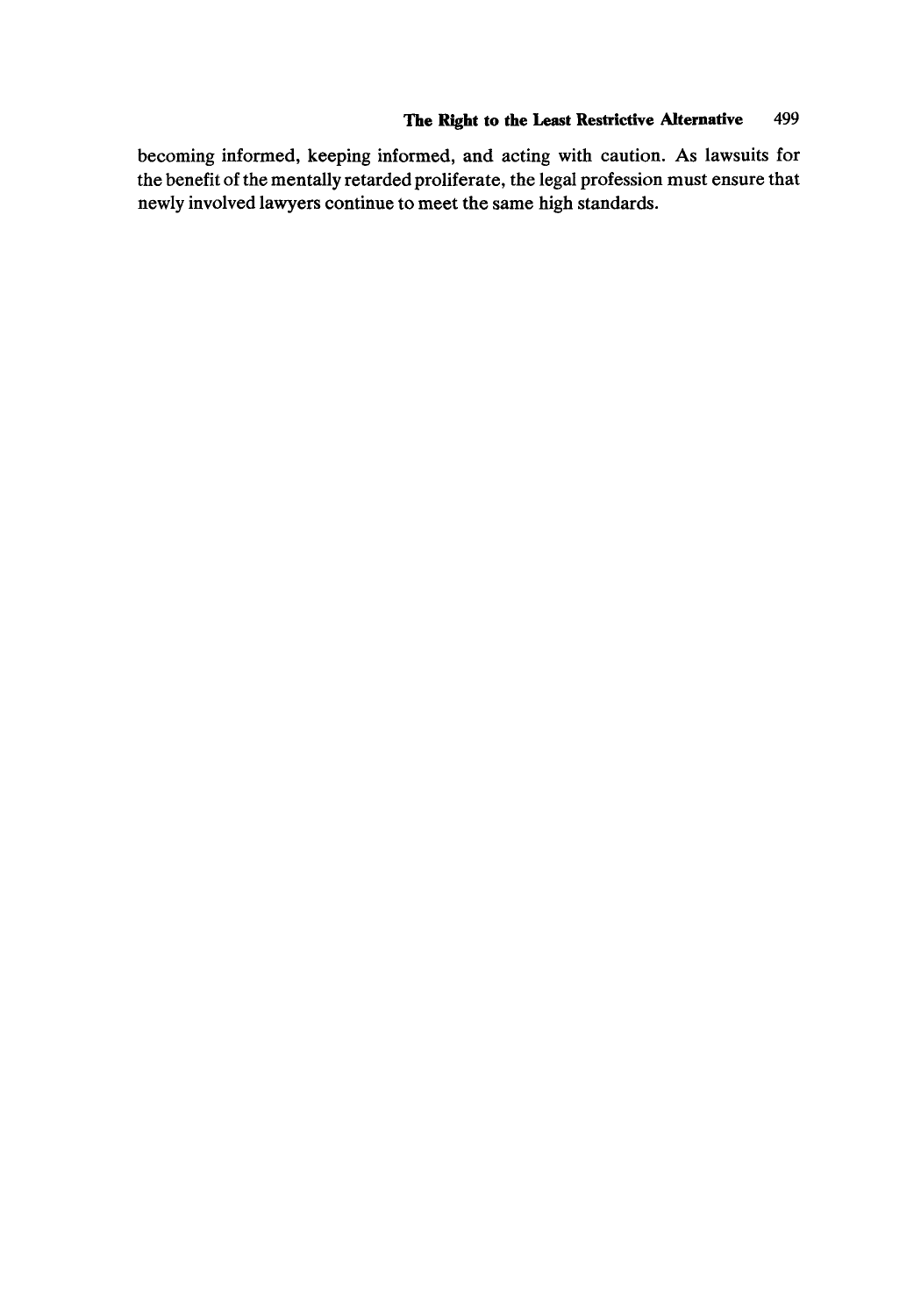becoming informed, keeping informed, and acting with caution. As lawsuits for the benefit of the mentally retarded proliferate, the legal profession must ensure that newly involved lawyers continue to meet the same high standards.